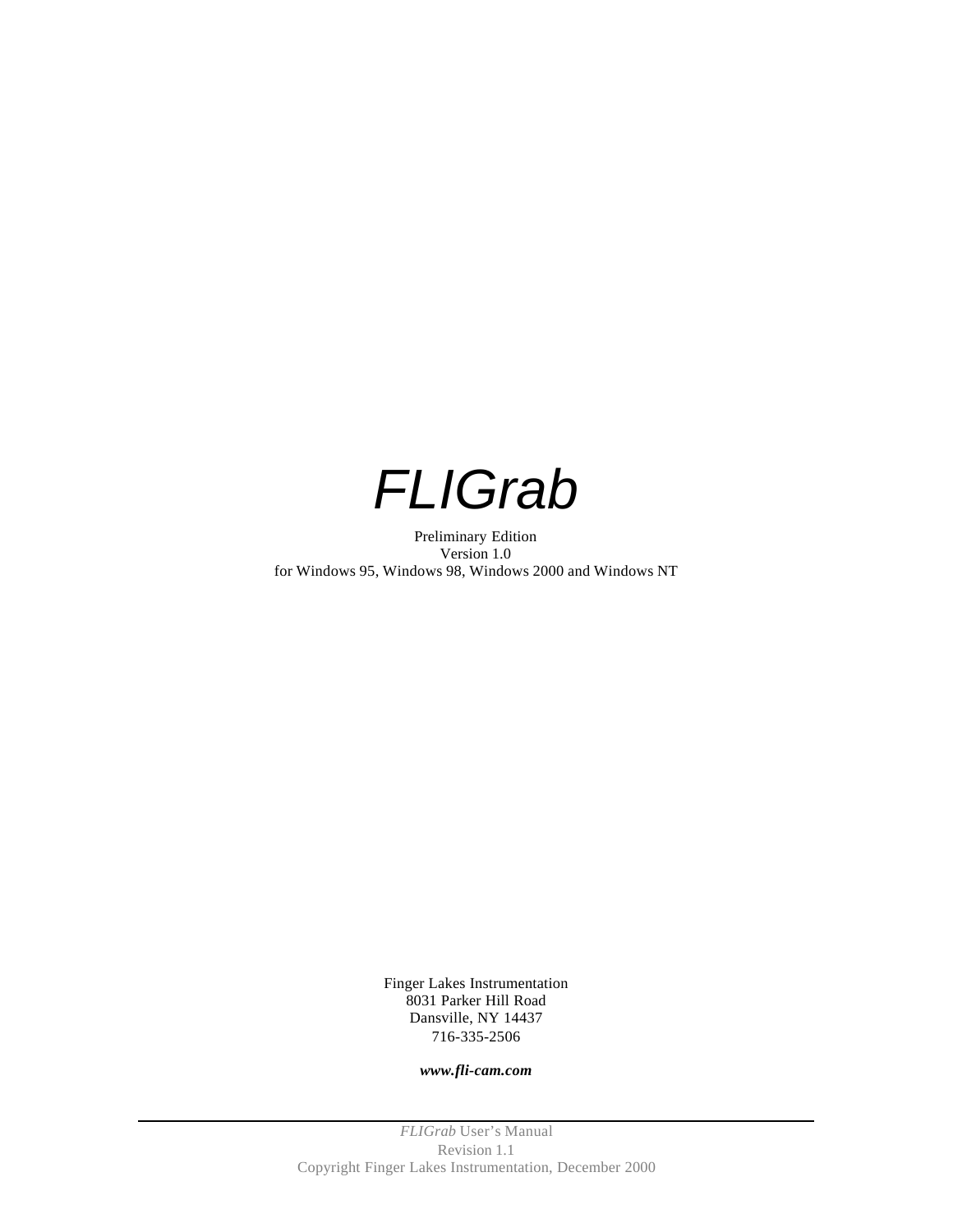# *FLIGrab*

Preliminary Edition
Version 1.0
for Windows 95, Windows 98, Windows 2000 and Windows NT

Finger Lakes Instrumentation
8031 Parker Hill Road
Dansville, NY 14437
716-335-2506

***www.fli-cam.com***

---

*FLIGrab* User's Manual
Revision 1.1
Copyright Finger Lakes Instrumentation, December 2000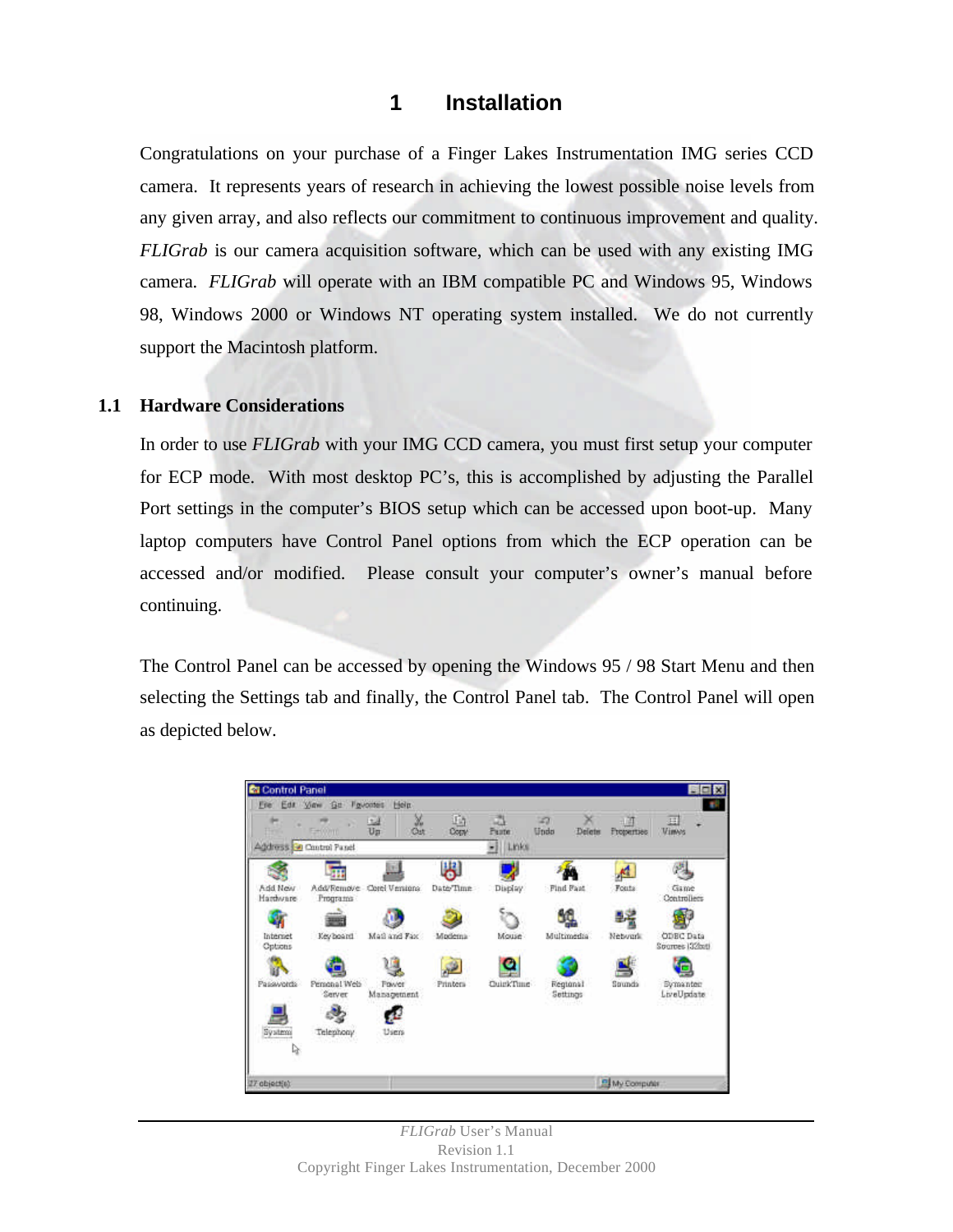# 1 Installation

Congratulations on your purchase of a Finger Lakes Instrumentation IMG series CCD camera. It represents years of research in achieving the lowest possible noise levels from any given array, and also reflects our commitment to continuous improvement and quality. *FLIGrab* is our camera acquisition software, which can be used with any existing IMG camera. *FLIGrab* will operate with an IBM compatible PC and Windows 95, Windows 98, Windows 2000 or Windows NT operating system installed. We do not currently support the Macintosh platform.

## 1.1 Hardware Considerations

In order to use *FLIGrab* with your IMG CCD camera, you must first setup your computer for ECP mode. With most desktop PC's, this is accomplished by adjusting the Parallel Port settings in the computer's BIOS setup which can be accessed upon boot-up. Many laptop computers have Control Panel options from which the ECP operation can be accessed and/or modified. Please consult your computer's owner's manual before continuing.

The Control Panel can be accessed by opening the Windows 95 / 98 Start Menu and then selecting the Settings tab and finally, the Control Panel tab. The Control Panel will open as depicted below.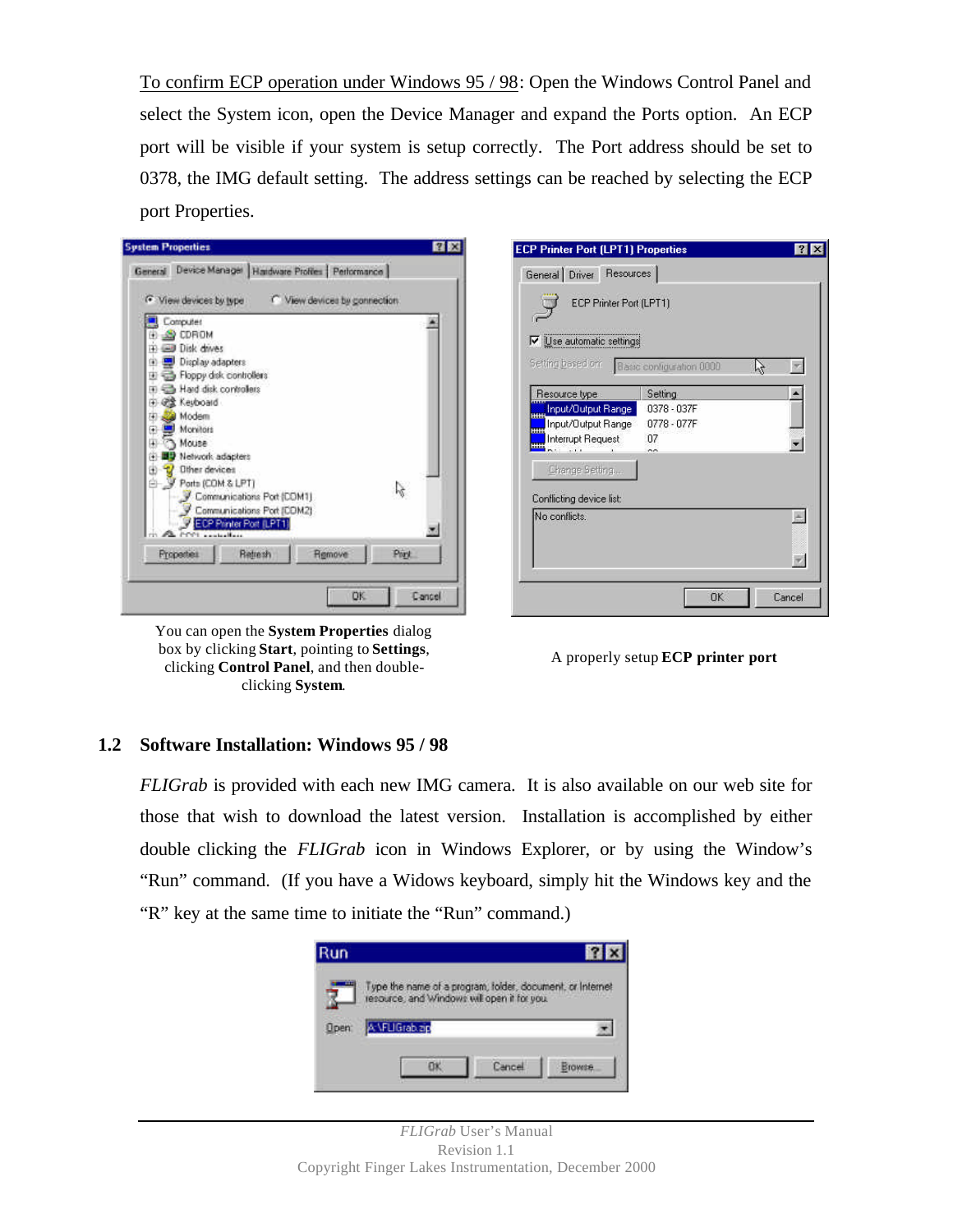To confirm ECP operation under Windows 95 / 98: Open the Windows Control Panel and select the System icon, open the Device Manager and expand the Ports option. An ECP port will be visible if your system is setup correctly. The Port address should be set to 0378, the IMG default setting. The address settings can be reached by selecting the ECP port Properties.

You can open the **System Properties** dialog box by clicking **Start**, pointing to **Settings**, clicking **Control Panel**, and then double-clicking **System**.

A properly setup **ECP printer port**

## 1.2 Software Installation: Windows 95 / 98

*FLIGrab* is provided with each new IMG camera. It is also available on our web site for those that wish to download the latest version. Installation is accomplished by either double clicking the *FLIGrab* icon in Windows Explorer, or by using the Window's "Run" command. (If you have a Widows keyboard, simply hit the Windows key and the "R" key at the same time to initiate the "Run" command.)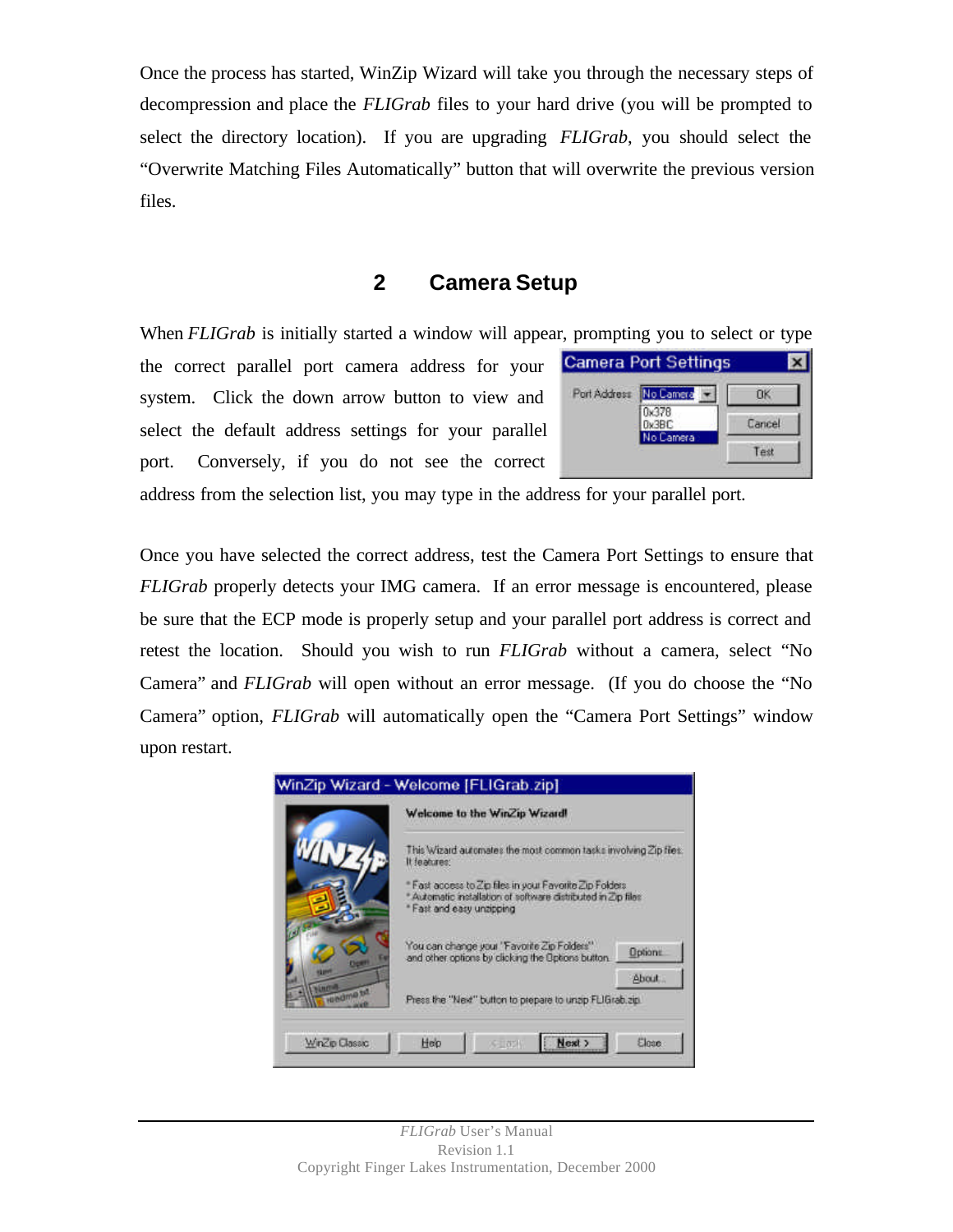Once the process has started, WinZip Wizard will take you through the necessary steps of decompression and place the *FLIGrab* files to your hard drive (you will be prompted to select the directory location). If you are upgrading *FLIGrab*, you should select the "Overwrite Matching Files Automatically" button that will overwrite the previous version files.

# 2 Camera Setup

When *FLIGrab* is initially started a window will appear, prompting you to select or type the correct parallel port camera address for your system. Click the down arrow button to view and select the default address settings for your parallel port. Conversely, if you do not see the correct address from the selection list, you may type in the address for your parallel port.

Once you have selected the correct address, test the Camera Port Settings to ensure that *FLIGrab* properly detects your IMG camera. If an error message is encountered, please be sure that the ECP mode is properly setup and your parallel port address is correct and retest the location. Should you wish to run *FLIGrab* without a camera, select "No Camera" and *FLIGrab* will open without an error message. (If you do choose the "No Camera" option, *FLIGrab* will automatically open the "Camera Port Settings" window upon restart.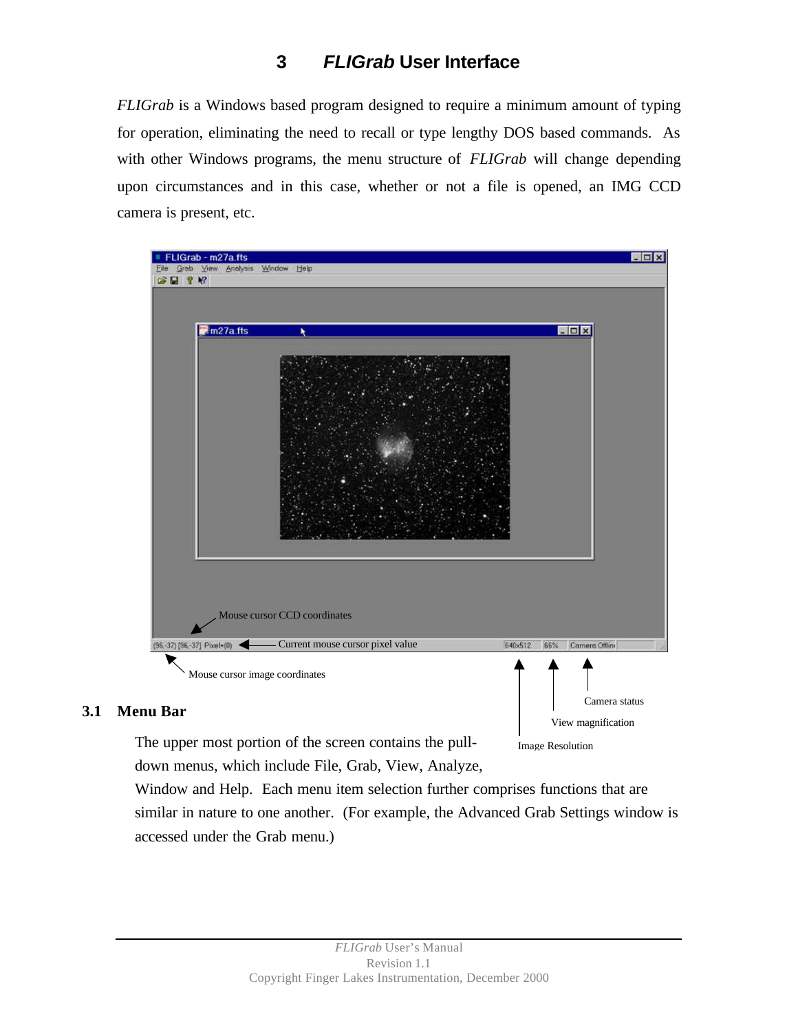# 3 *FLIGrab* User Interface

*FLIGrab* is a Windows based program designed to require a minimum amount of typing for operation, eliminating the need to recall or type lengthy DOS based commands. As with other Windows programs, the menu structure of *FLIGrab* will change depending upon circumstances and in this case, whether or not a file is opened, an IMG CCD camera is present, etc.

Mouse cursor CCD coordinates

Current mouse cursor pixel value

Mouse cursor image coordinates

Camera status

View magnification

Image Resolution

## 3.1 Menu Bar

The upper most portion of the screen contains the pull-down menus, which include File, Grab, View, Analyze, Window and Help. Each menu item selection further comprises functions that are similar in nature to one another. (For example, the Advanced Grab Settings window is accessed under the Grab menu.)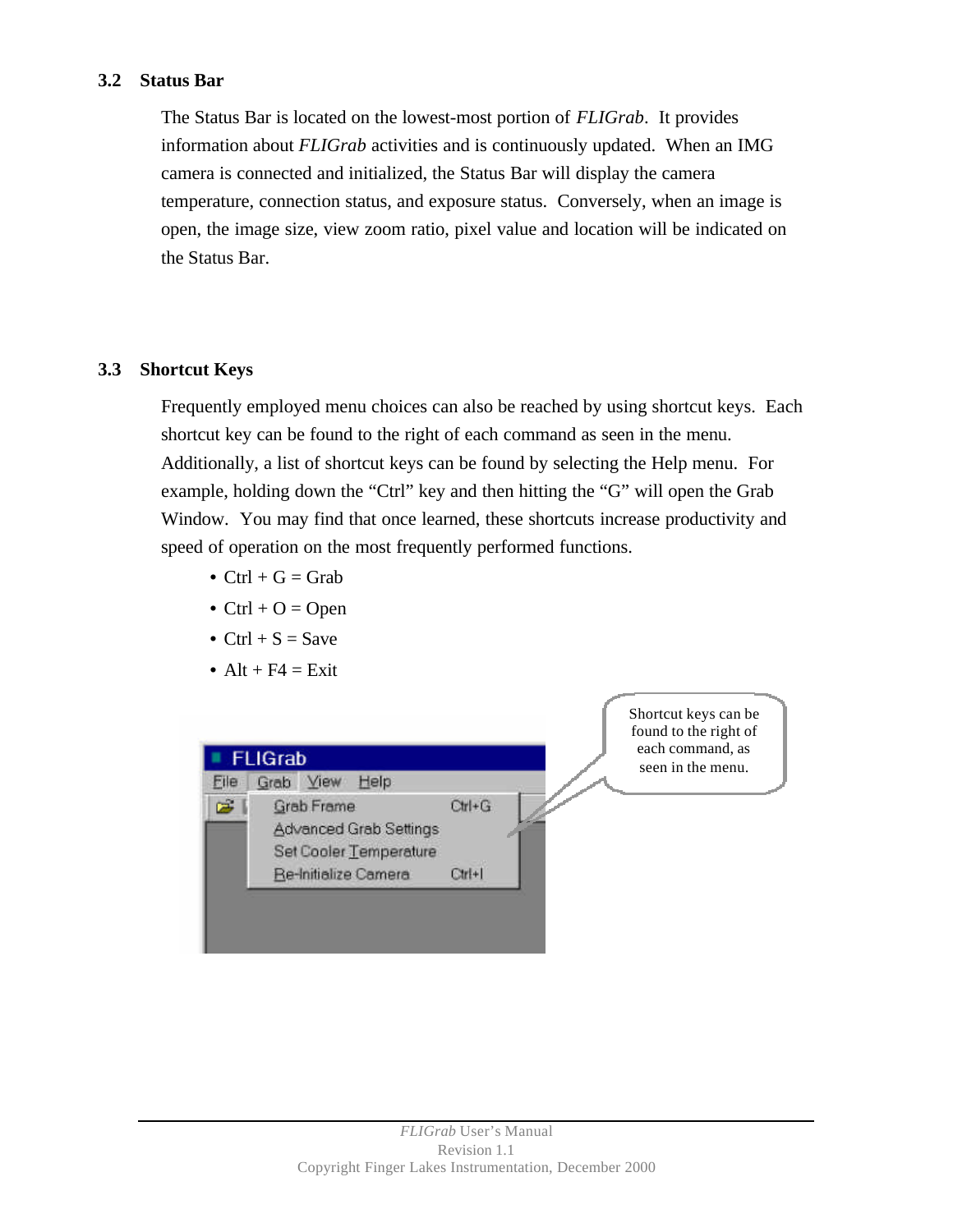### 3.2 Status Bar

The Status Bar is located on the lowest-most portion of *FLIGrab*. It provides information about *FLIGrab* activities and is continuously updated. When an IMG camera is connected and initialized, the Status Bar will display the camera temperature, connection status, and exposure status. Conversely, when an image is open, the image size, view zoom ratio, pixel value and location will be indicated on the Status Bar.

### 3.3 Shortcut Keys

Frequently employed menu choices can also be reached by using shortcut keys. Each shortcut key can be found to the right of each command as seen in the menu. Additionally, a list of shortcut keys can be found by selecting the Help menu. For example, holding down the "Ctrl" key and then hitting the "G" will open the Grab Window. You may find that once learned, these shortcuts increase productivity and speed of operation on the most frequently performed functions.

- Ctrl + G = Grab
- Ctrl + O = Open
- Ctrl + S = Save
- Alt + F4 = Exit

FLIGrab
File Grab View Help
Grab Frame Ctrl+G
Advanced Grab Settings
Set Cooler Temperature
Re-Initialize Camera Ctrl+I

Shortcut keys can be found to the right of each command, as seen in the menu.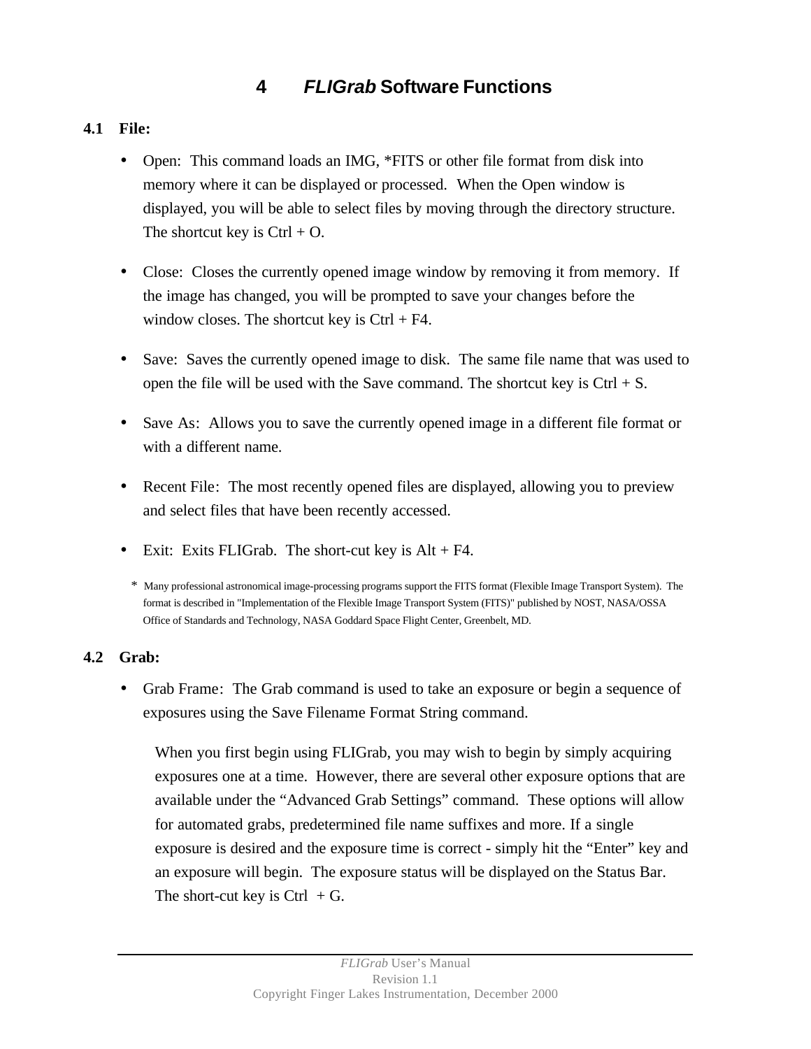# 4 *FLIGrab* Software Functions

## 4.1 File:

- Open: This command loads an IMG, *FITS or other file format from disk into memory where it can be displayed or processed. When the Open window is displayed, you will be able to select files by moving through the directory structure. The shortcut key is Ctrl + O.

- Close: Closes the currently opened image window by removing it from memory. If the image has changed, you will be prompted to save your changes before the window closes. The shortcut key is Ctrl + F4.

- Save: Saves the currently opened image to disk. The same file name that was used to open the file will be used with the Save command. The shortcut key is Ctrl + S.

- Save As: Allows you to save the currently opened image in a different file format or with a different name.

- Recent File: The most recently opened files are displayed, allowing you to preview and select files that have been recently accessed.

- Exit: Exits FLIGrab. The short-cut key is Alt + F4.

\* Many professional astronomical image-processing programs support the FITS format (Flexible Image Transport System). The format is described in "Implementation of the Flexible Image Transport System (FITS)" published by NOST, NASA/OSSA Office of Standards and Technology, NASA Goddard Space Flight Center, Greenbelt, MD.

## 4.2 Grab:

- Grab Frame: The Grab command is used to take an exposure or begin a sequence of exposures using the Save Filename Format String command.

  When you first begin using FLIGrab, you may wish to begin by simply acquiring exposures one at a time. However, there are several other exposure options that are available under the “Advanced Grab Settings” command. These options will allow for automated grabs, predetermined file name suffixes and more. If a single exposure is desired and the exposure time is correct - simply hit the “Enter” key and an exposure will begin. The exposure status will be displayed on the Status Bar. The short-cut key is Ctrl + G.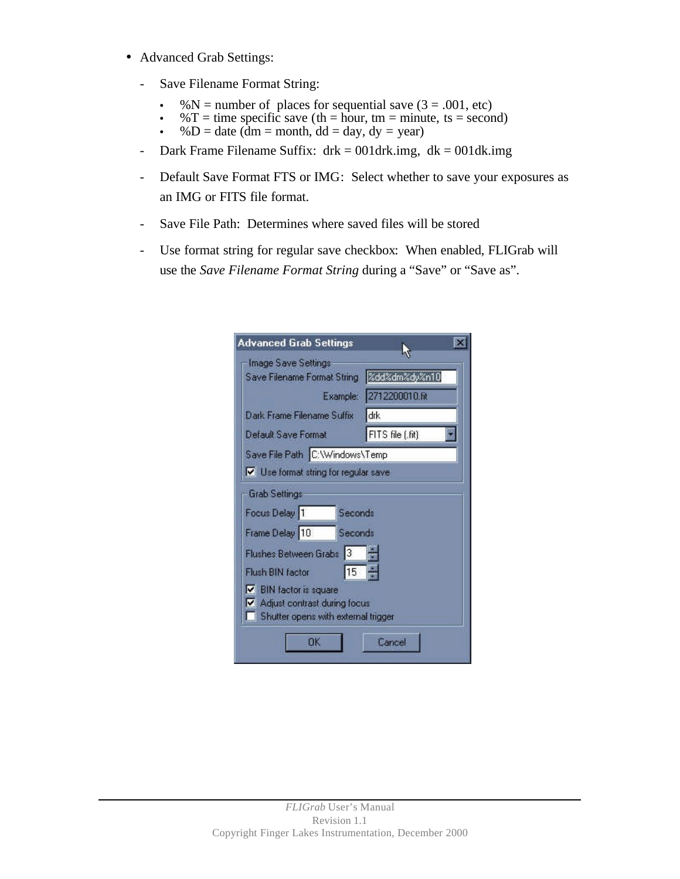- Advanced Grab Settings:
  - Save Filename Format String:
    - %N = number of places for sequential save (3 = .001, etc)
    - %T = time specific save (th = hour, tm = minute, ts = second)
    - %D = date (dm = month, dd = day, dy = year)
  - Dark Frame Filename Suffix: drk = 001drk.img, dk = 001dk.img
  - Default Save Format FTS or IMG: Select whether to save your exposures as an IMG or FITS file format.
  - Save File Path: Determines where saved files will be stored
  - Use format string for regular save checkbox: When enabled, FLIGrab will use the *Save Filename Format String* during a "Save" or "Save as".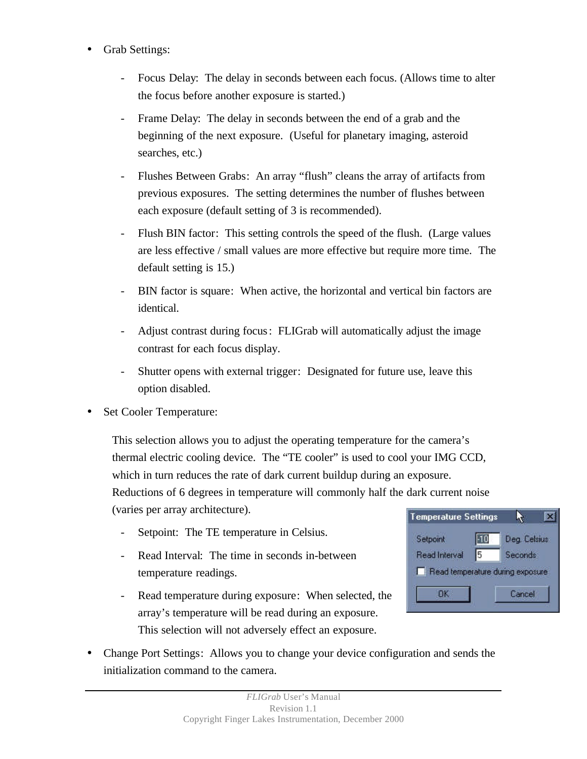- Grab Settings:

  - Focus Delay: The delay in seconds between each focus. (Allows time to alter the focus before another exposure is started.)
  - Frame Delay: The delay in seconds between the end of a grab and the beginning of the next exposure. (Useful for planetary imaging, asteroid searches, etc.)
  - Flushes Between Grabs: An array "flush" cleans the array of artifacts from previous exposures. The setting determines the number of flushes between each exposure (default setting of 3 is recommended).
  - Flush BIN factor: This setting controls the speed of the flush. (Large values are less effective / small values are more effective but require more time. The default setting is 15.)
  - BIN factor is square: When active, the horizontal and vertical bin factors are identical.
  - Adjust contrast during focus: FLIGrab will automatically adjust the image contrast for each focus display.
  - Shutter opens with external trigger: Designated for future use, leave this option disabled.

- Set Cooler Temperature:

  This selection allows you to adjust the operating temperature for the camera's thermal electric cooling device. The "TE cooler" is used to cool your IMG CCD, which in turn reduces the rate of dark current buildup during an exposure. Reductions of 6 degrees in temperature will commonly half the dark current noise (varies per array architecture).

  - Setpoint: The TE temperature in Celsius.
  - Read Interval: The time in seconds in-between temperature readings.
  - Read temperature during exposure: When selected, the array's temperature will be read during an exposure. This selection will not adversely effect an exposure.

- Change Port Settings: Allows you to change your device configuration and sends the initialization command to the camera.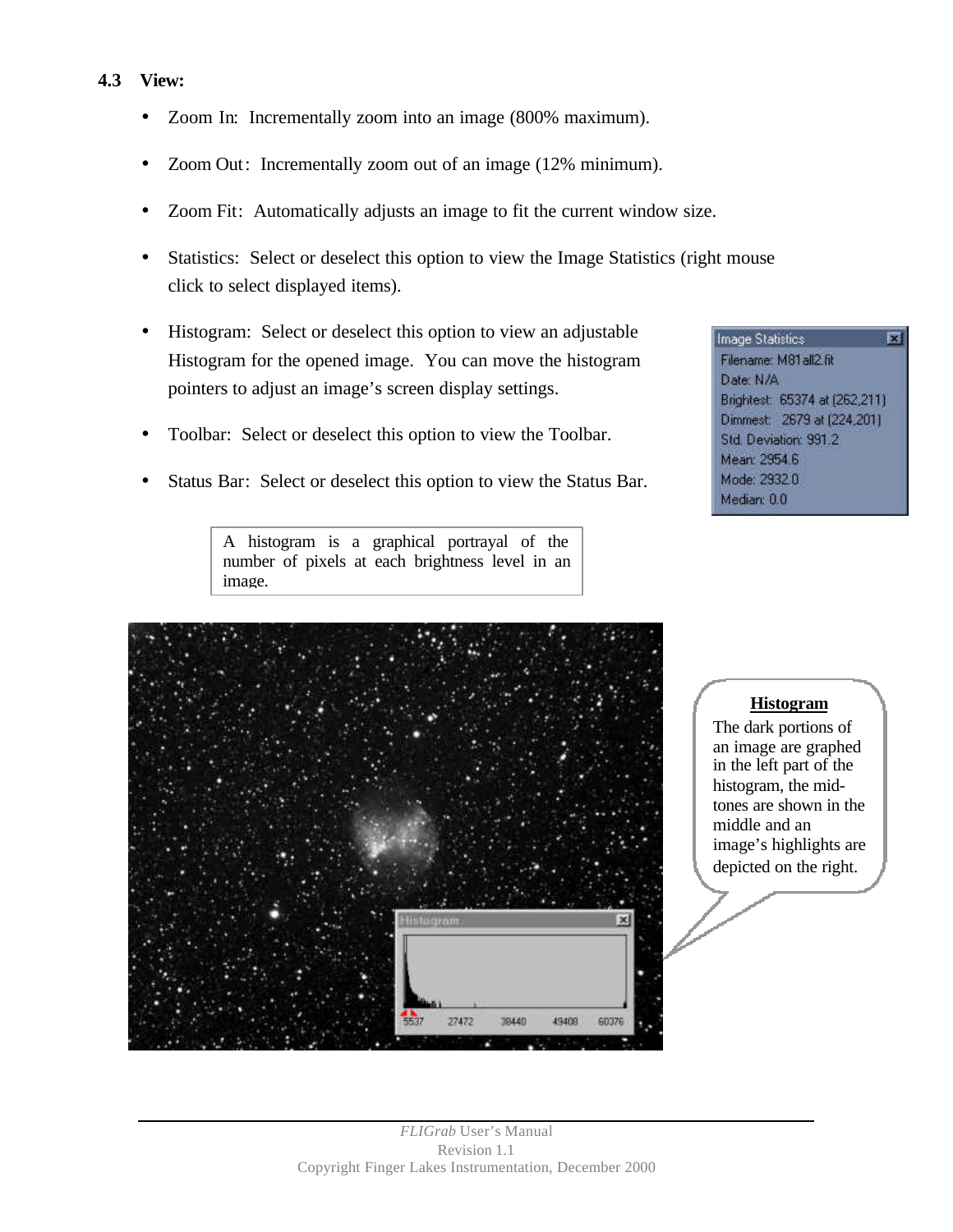### 4.3 View:

- Zoom In: Incrementally zoom into an image (800% maximum).
- Zoom Out: Incrementally zoom out of an image (12% minimum).
- Zoom Fit: Automatically adjusts an image to fit the current window size.
- Statistics: Select or deselect this option to view the Image Statistics (right mouse click to select displayed items).
- Histogram: Select or deselect this option to view an adjustable Histogram for the opened image. You can move the histogram pointers to adjust an image's screen display settings.
- Toolbar: Select or deselect this option to view the Toolbar.
- Status Bar: Select or deselect this option to view the Status Bar.

Image Statistics
Filename: M81all2.fit
Date: N/A
Brightest: 65374 at (262,211)
Dimmest: 2679 at (224,201)
Std. Deviation: 991.2
Mean: 2954.6
Mode: 2932.0
Median: 0.0

A histogram is a graphical portrayal of the number of pixels at each brightness level in an image.

Histogram
5537 27472 38440 49408 60376

**Histogram**

The dark portions of an image are graphed in the left part of the histogram, the mid-tones are shown in the middle and an image's highlights are depicted on the right.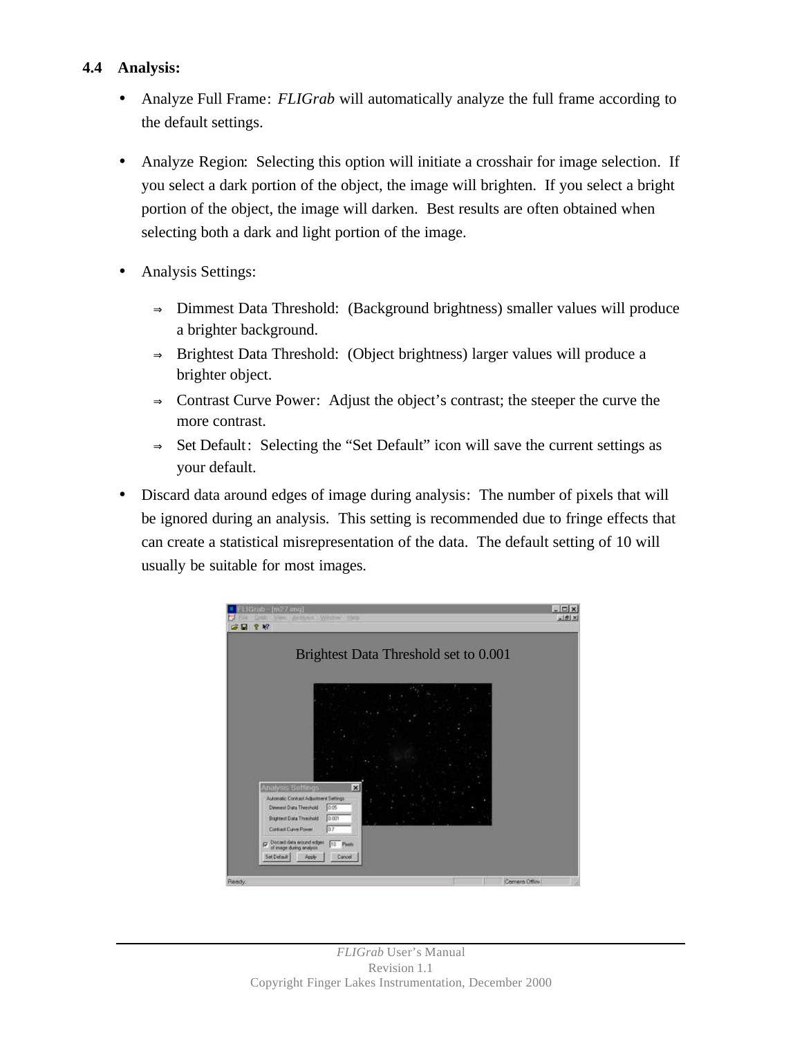### 4.4 Analysis:

- Analyze Full Frame: *FLIGrab* will automatically analyze the full frame according to the default settings.

- Analyze Region: Selecting this option will initiate a crosshair for image selection. If you select a dark portion of the object, the image will brighten. If you select a bright portion of the object, the image will darken. Best results are often obtained when selecting both a dark and light portion of the image.

- Analysis Settings:

  - ⇒ Dimmest Data Threshold: (Background brightness) smaller values will produce a brighter background.
  - ⇒ Brightest Data Threshold: (Object brightness) larger values will produce a brighter object.
  - ⇒ Contrast Curve Power: Adjust the object's contrast; the steeper the curve the more contrast.
  - ⇒ Set Default: Selecting the "Set Default" icon will save the current settings as your default.

- Discard data around edges of image during analysis: The number of pixels that will be ignored during an analysis. This setting is recommended due to fringe effects that can create a statistical misrepresentation of the data. The default setting of 10 will usually be suitable for most images.

Brightest Data Threshold set to 0.001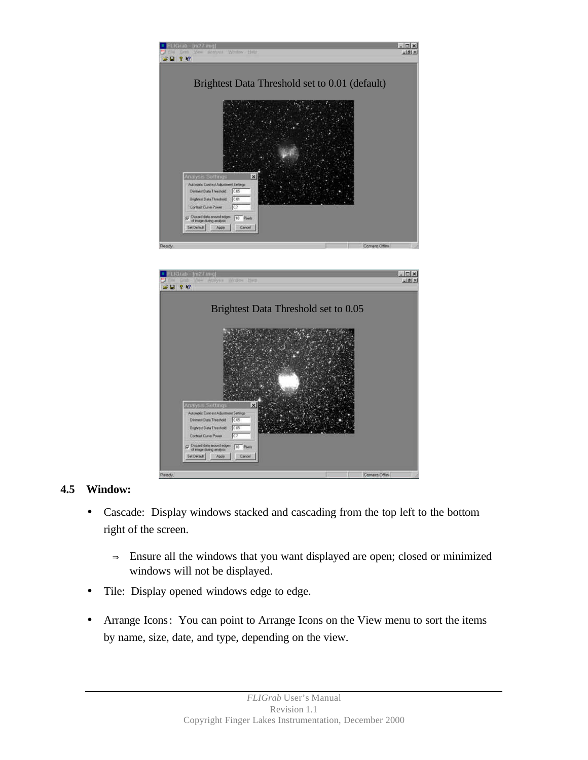Brightest Data Threshold set to 0.01 (default)

Brightest Data Threshold set to 0.05

### 4.5 Window:

- Cascade: Display windows stacked and cascading from the top left to the bottom right of the screen.
  - ⇒ Ensure all the windows that you want displayed are open; closed or minimized windows will not be displayed.
- Tile: Display opened windows edge to edge.
- Arrange Icons: You can point to Arrange Icons on the View menu to sort the items by name, size, date, and type, depending on the view.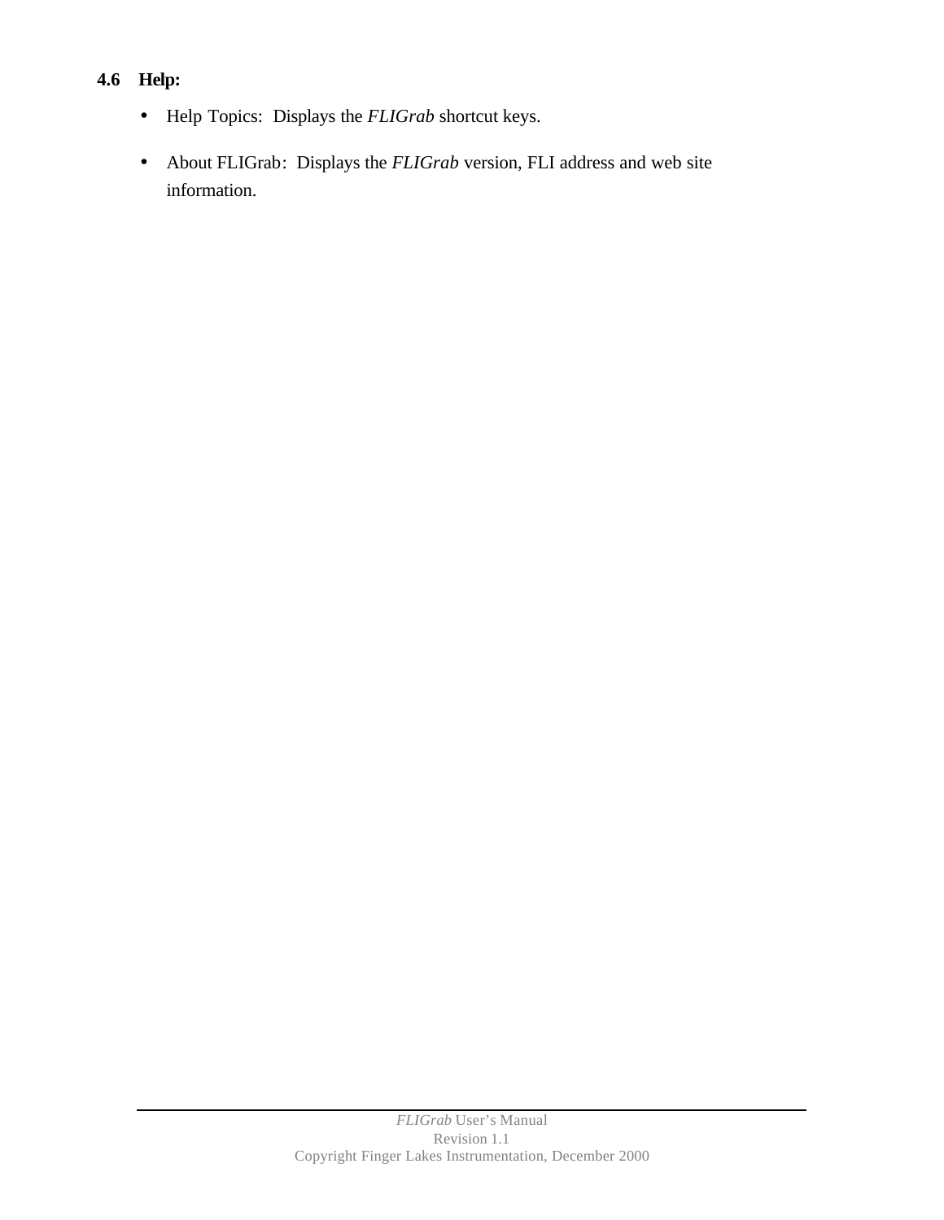### 4.6 Help:

- Help Topics: Displays the *FLIGrab* shortcut keys.
- About FLIGrab: Displays the *FLIGrab* version, FLI address and web site information.